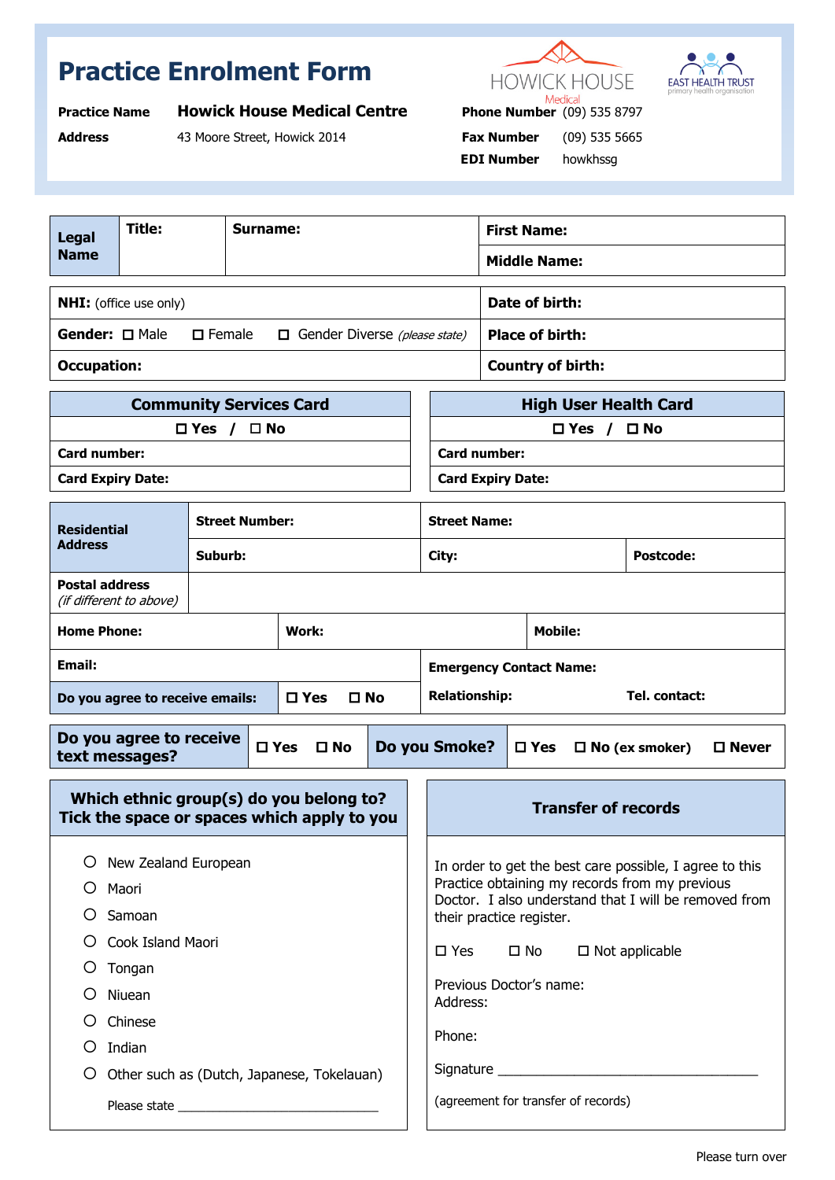# Practice Enrolment Form

HOWICK HOUSE Medical

EAST HEALTH TRUST primary health organisation

**Practice Name** **Howick House Medical Centre**

**Address** 43 Moore Street, Howick 2014

**Phone Number** (09) 535 8797

**Fax Number** (09) 535 5665

**EDI Number** howkhssg

| **Legal Name** | **Title:** | **Surname:** | **First Name:** |
|---|---|---|---|
| | | | **Middle Name:** |

| | |
|---|---|
| **NHI:** (office use only) | **Date of birth:** |
| **Gender:** ☐ Male ☐ Female ☐ Gender Diverse *(please state)* | **Place of birth:** |
| **Occupation:** | **Country of birth:** |

| **Community Services Card** | **High User Health Card** |
|---|---|
| ☐ **Yes** / ☐ **No** | ☐ **Yes** / ☐ **No** |
| **Card number:** | **Card number:** |
| **Card Expiry Date:** | **Card Expiry Date:** |

| **Residential Address** | **Street Number:** | **Street Name:** | |
|---|---|---|---|
| | **Suburb:** | **City:** | **Postcode:** |
| **Postal address** *(if different to above)* | | | |
| **Home Phone:** | **Work:** | **Mobile:** | |
| **Email:** | | **Emergency Contact Name:** | |
| **Do you agree to receive emails:** | ☐ **Yes** ☐ **No** | **Relationship:** | **Tel. contact:** |

| **Do you agree to receive text messages?** | ☐ **Yes** ☐ **No** | **Do you Smoke?** | ☐ **Yes** ☐ **No (ex smoker)** ☐ **Never** |
|---|---|---|---|

## Which ethnic group(s) do you belong to? Tick the space or spaces which apply to you

- ○ New Zealand European
- ○ Maori
- ○ Samoan
- ○ Cook Island Maori
- ○ Tongan
- ○ Niuean
- ○ Chinese
- ○ Indian
- ○ Other such as (Dutch, Japanese, Tokelauan)

Please state ______________________________

## Transfer of records

In order to get the best care possible, I agree to this Practice obtaining my records from my previous Doctor. I also understand that I will be removed from their practice register.

☐ Yes ☐ No ☐ Not applicable

Previous Doctor's name:
Address:

Phone:

Signature ____________________________________

(agreement for transfer of records)

Please turn over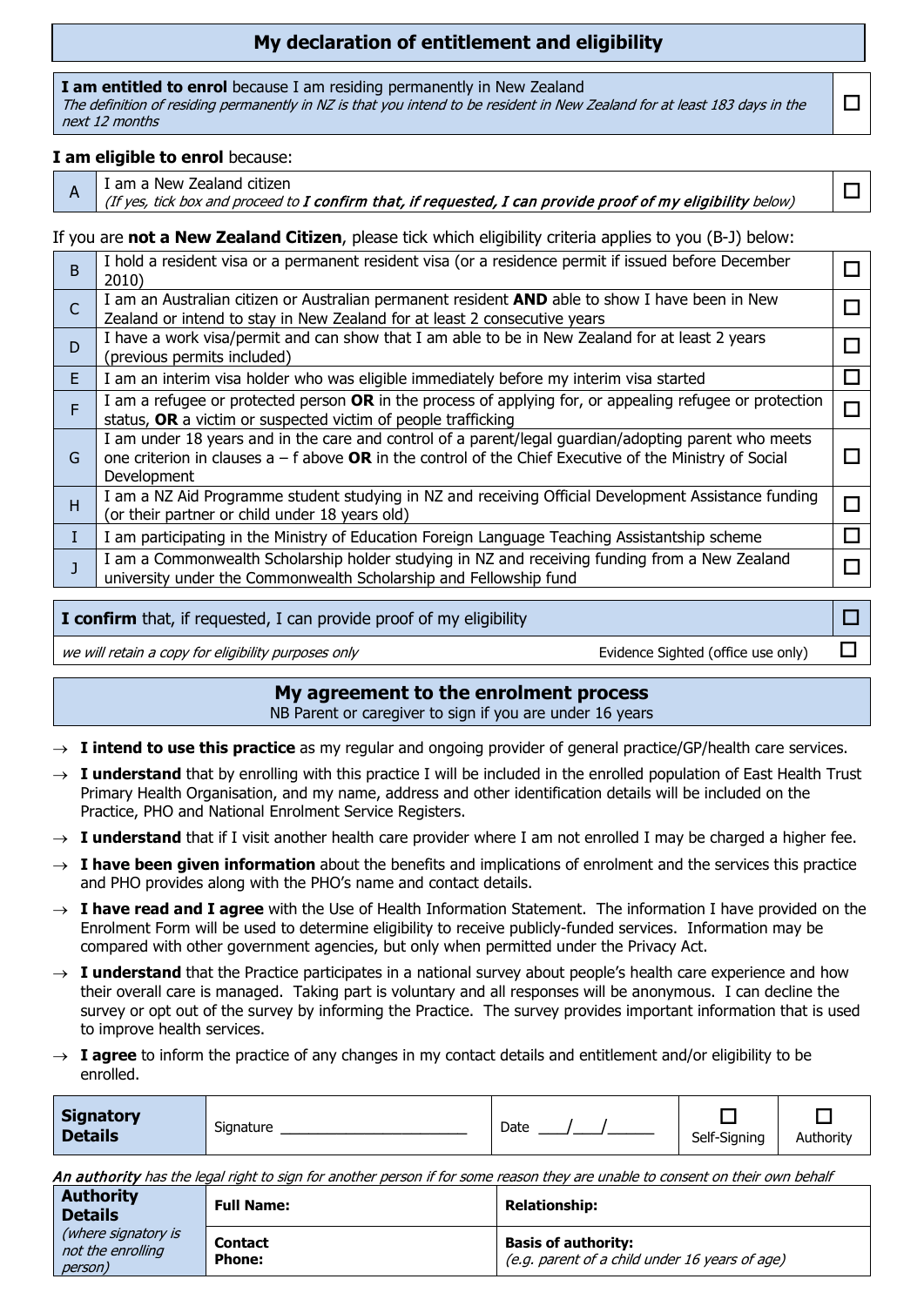## My declaration of entitlement and eligibility

| | |
|---|---|
| **I am entitled to enrol** because I am residing permanently in New Zealand<br>*The definition of residing permanently in NZ is that you intend to be resident in New Zealand for at least 183 days in the next 12 months* | ☐ |

**I am eligible to enrol** because:

| | | |
|---|---|---|
| A | I am a New Zealand citizen<br>*(If yes, tick box and proceed to* ***I confirm that, if requested, I can provide proof of my eligibility*** *below)* | ☐ |

If you are **not a New Zealand Citizen**, please tick which eligibility criteria applies to you (B-J) below:

| | | |
|---|---|---|
| B | I hold a resident visa or a permanent resident visa (or a residence permit if issued before December 2010) | ☐ |
| C | I am an Australian citizen or Australian permanent resident **AND** able to show I have been in New Zealand or intend to stay in New Zealand for at least 2 consecutive years | ☐ |
| D | I have a work visa/permit and can show that I am able to be in New Zealand for at least 2 years (previous permits included) | ☐ |
| E | I am an interim visa holder who was eligible immediately before my interim visa started | ☐ |
| F | I am a refugee or protected person **OR** in the process of applying for, or appealing refugee or protection status, **OR** a victim or suspected victim of people trafficking | ☐ |
| G | I am under 18 years and in the care and control of a parent/legal guardian/adopting parent who meets one criterion in clauses a – f above **OR** in the control of the Chief Executive of the Ministry of Social Development | ☐ |
| H | I am a NZ Aid Programme student studying in NZ and receiving Official Development Assistance funding (or their partner or child under 18 years old) | ☐ |
| I | I am participating in the Ministry of Education Foreign Language Teaching Assistantship scheme | ☐ |
| J | I am a Commonwealth Scholarship holder studying in NZ and receiving funding from a New Zealand university under the Commonwealth Scholarship and Fellowship fund | ☐ |

| | |
|---|---|
| **I confirm** that, if requested, I can provide proof of my eligibility | ☐ |
| *we will retain a copy for eligibility purposes only* Evidence Sighted (office use only) | ☐ |

## My agreement to the enrolment process

NB Parent or caregiver to sign if you are under 16 years

- → **I intend to use this practice** as my regular and ongoing provider of general practice/GP/health care services.
- → **I understand** that by enrolling with this practice I will be included in the enrolled population of East Health Trust Primary Health Organisation, and my name, address and other identification details will be included on the Practice, PHO and National Enrolment Service Registers.
- → **I understand** that if I visit another health care provider where I am not enrolled I may be charged a higher fee.
- → **I have been given information** about the benefits and implications of enrolment and the services this practice and PHO provides along with the PHO's name and contact details.
- → **I have read and I agree** with the Use of Health Information Statement. The information I have provided on the Enrolment Form will be used to determine eligibility to receive publicly-funded services. Information may be compared with other government agencies, but only when permitted under the Privacy Act.
- → **I understand** that the Practice participates in a national survey about people's health care experience and how their overall care is managed. Taking part is voluntary and all responses will be anonymous. I can decline the survey or opt out of the survey by informing the Practice. The survey provides important information that is used to improve health services.
- → **I agree** to inform the practice of any changes in my contact details and entitlement and/or eligibility to be enrolled.

| | | | | |
|---|---|---|---|---|
| **Signatory Details** | Signature ______________________ | Date ___/___/_____ | ☐ Self-Signing | ☐ Authority |

***An authority*** *has the legal right to sign for another person if for some reason they are unable to consent on their own behalf*

| | | |
|---|---|---|
| **Authority Details** *(where signatory is not the enrolling person)* | **Full Name:** | **Relationship:** |
| | **Contact Phone:** | **Basis of authority:**<br>*(e.g. parent of a child under 16 years of age)* |